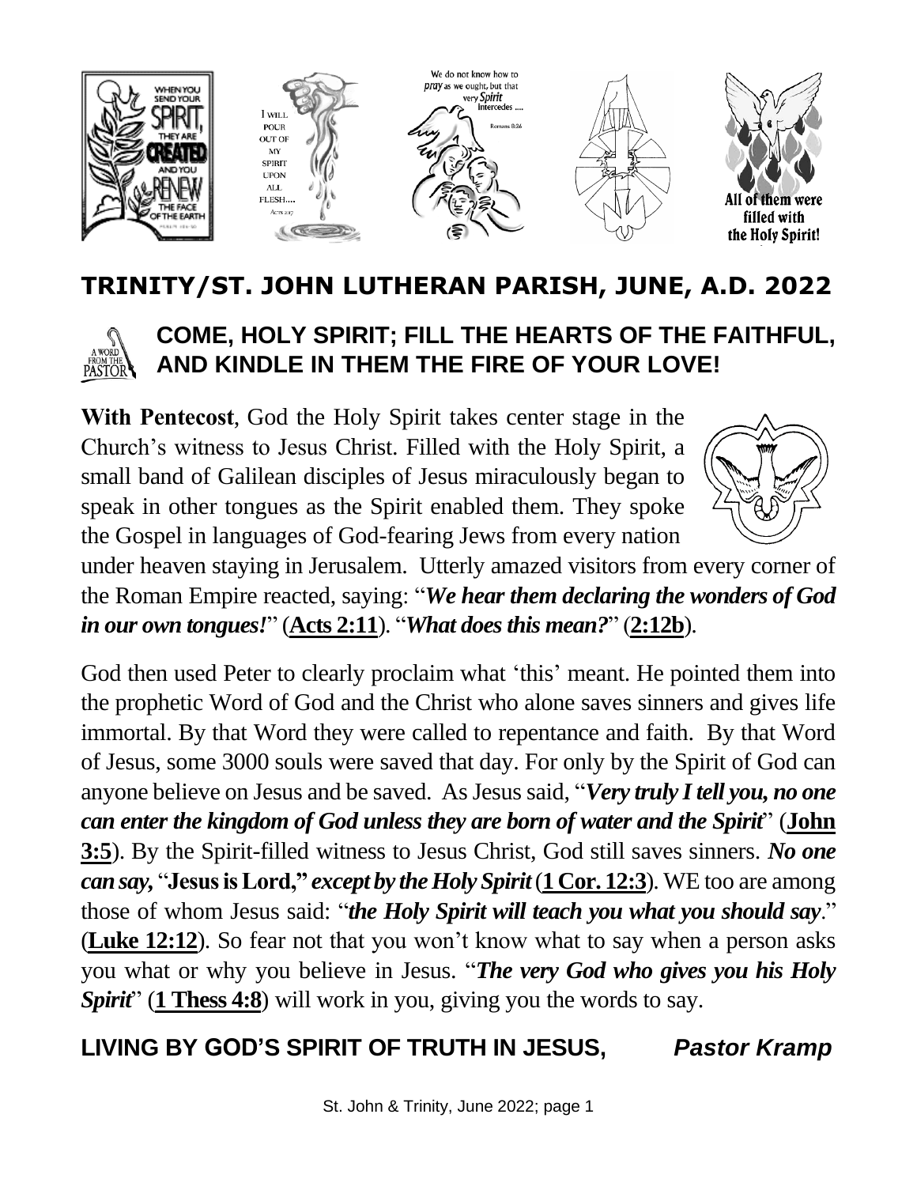# TRINITY/ST. JOHN LUTHERAN PARISH, JUNE, A.D. 2022

## COME, HOLY SPIRIT; FILL THE HEARTS OF THE FAITHFUL, AND KINDLE IN THEM THE FIRE OF YOUR LOVE!

**With Pentecost**, God the Holy Spirit takes center stage in the Church's witness to Jesus Christ. Filled with the Holy Spirit, a small band of Galilean disciples of Jesus miraculously began to speak in other tongues as the Spirit enabled them. They spoke the Gospel in languages of God-fearing Jews from every nation under heaven staying in Jerusalem. Utterly amazed visitors from every corner of the Roman Empire reacted, saying: "***We hear them declaring the wonders of God in our own tongues!***" (**Acts 2:11**). "***What does this mean?***" (**2:12b**).

God then used Peter to clearly proclaim what 'this' meant. He pointed them into the prophetic Word of God and the Christ who alone saves sinners and gives life immortal. By that Word they were called to repentance and faith. By that Word of Jesus, some 3000 souls were saved that day. For only by the Spirit of God can anyone believe on Jesus and be saved. As Jesus said, "***Very truly I tell you, no one can enter the kingdom of God unless they are born of water and the Spirit***" (**John 3:5**). By the Spirit-filled witness to Jesus Christ, God still saves sinners. ***No one can say,*** "**Jesus is Lord,"** ***except by the Holy Spirit*** (**1 Cor. 12:3**). WE too are among those of whom Jesus said: "***the Holy Spirit will teach you what you should say***." (**Luke 12:12**). So fear not that you won't know what to say when a person asks you what or why you believe in Jesus. "***The very God who gives you his Holy Spirit***" (**1 Thess 4:8**) will work in you, giving you the words to say.

**LIVING BY GOD'S SPIRIT OF TRUTH IN JESUS,** ***Pastor Kramp***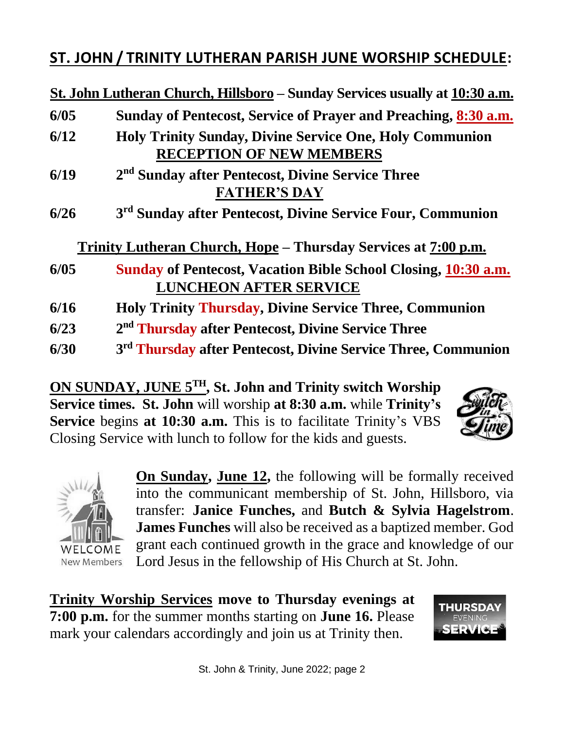## ST. JOHN / TRINITY LUTHERAN PARISH JUNE WORSHIP SCHEDULE:

**St. John Lutheran Church, Hillsboro – Sunday Services usually at 10:30 a.m.**

**6/05** **Sunday of Pentecost, Service of Prayer and Preaching, 8:30 a.m.**

**6/12** **Holy Trinity Sunday, Divine Service One, Holy Communion**
**RECEPTION OF NEW MEMBERS**

**6/19** **2nd Sunday after Pentecost, Divine Service Three**
**FATHER'S DAY**

**6/26** **3rd Sunday after Pentecost, Divine Service Four, Communion**

**Trinity Lutheran Church, Hope – Thursday Services at 7:00 p.m.**

**6/05** **Sunday of Pentecost, Vacation Bible School Closing, 10:30 a.m.**
**LUNCHEON AFTER SERVICE**

**6/16** **Holy Trinity Thursday, Divine Service Three, Communion**

**6/23** **2nd Thursday after Pentecost, Divine Service Three**

**6/30** **3rd Thursday after Pentecost, Divine Service Three, Communion**

**ON SUNDAY, JUNE 5TH, St. John and Trinity switch Worship Service times. St. John** will worship **at 8:30 a.m.** while **Trinity's Service** begins **at 10:30 a.m.** This is to facilitate Trinity's VBS Closing Service with lunch to follow for the kids and guests.

**On Sunday, June 12,** the following will be formally received into the communicant membership of St. John, Hillsboro, via transfer: **Janice Funches,** and **Butch & Sylvia Hagelstrom**. **James Funches** will also be received as a baptized member. God grant each continued growth in the grace and knowledge of our Lord Jesus in the fellowship of His Church at St. John.

**Trinity Worship Services move to Thursday evenings at 7:00 p.m.** for the summer months starting on **June 16.** Please mark your calendars accordingly and join us at Trinity then.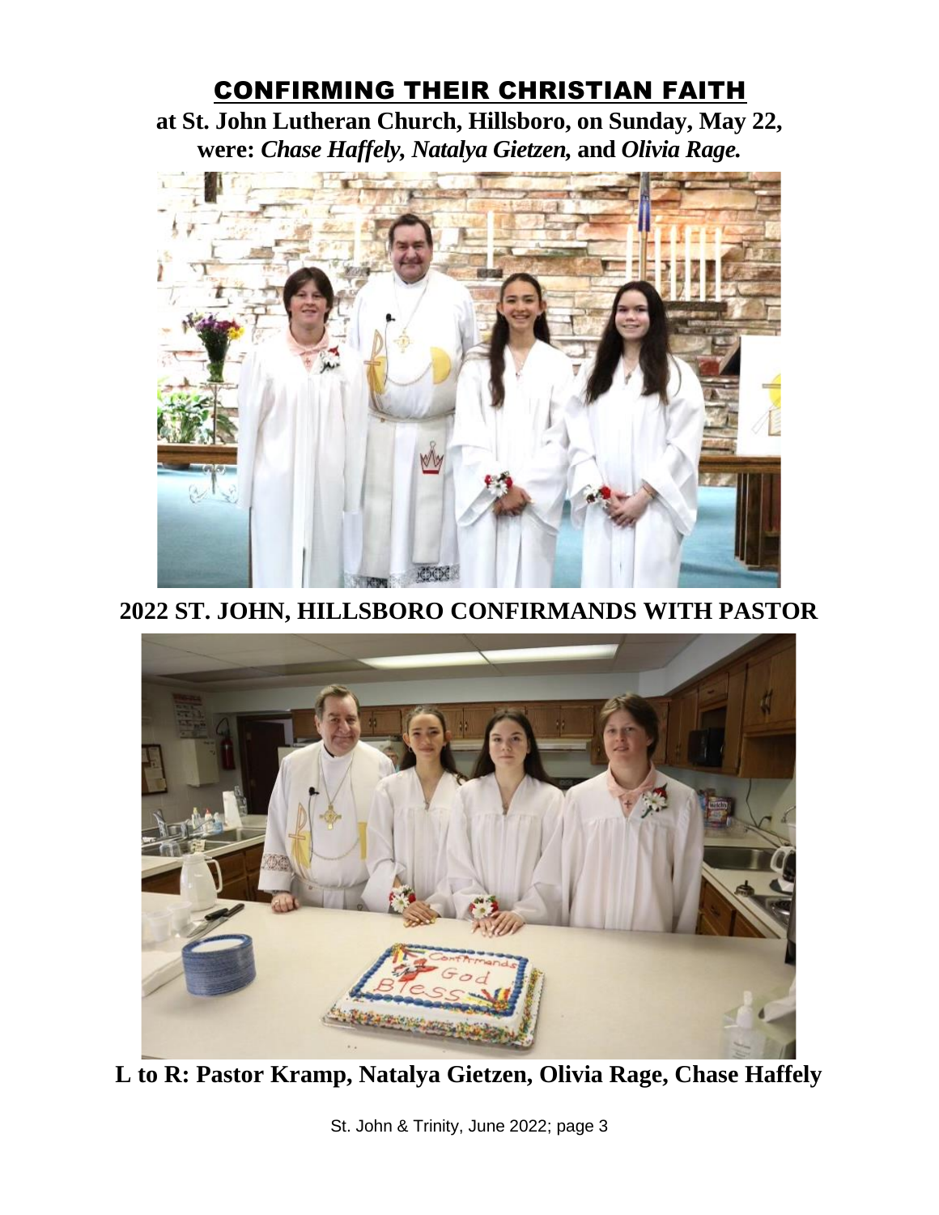# CONFIRMING THEIR CHRISTIAN FAITH

**at St. John Lutheran Church, Hillsboro, on Sunday, May 22, were: *Chase Haffely, Natalya Gietzen,* and *Olivia Rage.***

**2022 ST. JOHN, HILLSBORO CONFIRMANDS WITH PASTOR**

**L to R: Pastor Kramp, Natalya Gietzen, Olivia Rage, Chase Haffely**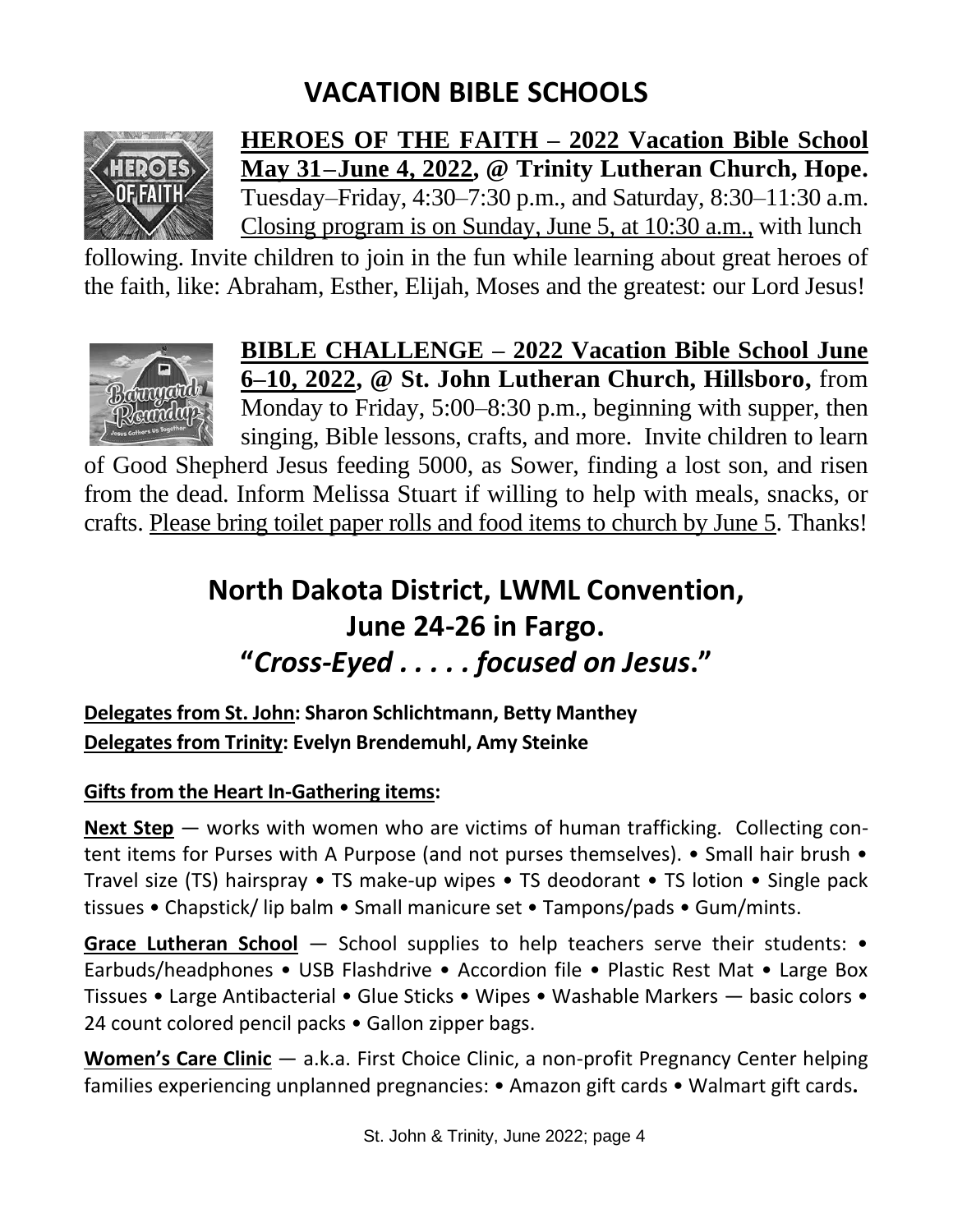# VACATION BIBLE SCHOOLS

**HEROES OF THE FAITH – 2022 Vacation Bible School May 31–June 4, 2022, @ Trinity Lutheran Church, Hope.** Tuesday–Friday, 4:30–7:30 p.m., and Saturday, 8:30–11:30 a.m. Closing program is on Sunday, June 5, at 10:30 a.m., with lunch following. Invite children to join in the fun while learning about great heroes of the faith, like: Abraham, Esther, Elijah, Moses and the greatest: our Lord Jesus!

**BIBLE CHALLENGE – 2022 Vacation Bible School June 6–10, 2022, @ St. John Lutheran Church, Hillsboro,** from Monday to Friday, 5:00–8:30 p.m., beginning with supper, then singing, Bible lessons, crafts, and more. Invite children to learn of Good Shepherd Jesus feeding 5000, as Sower, finding a lost son, and risen from the dead. Inform Melissa Stuart if willing to help with meals, snacks, or crafts. Please bring toilet paper rolls and food items to church by June 5. Thanks!

# North Dakota District, LWML Convention, June 24-26 in Fargo.

## "*Cross-Eyed . . . . . focused on Jesus*."

**Delegates from St. John: Sharon Schlichtmann, Betty Manthey**
**Delegates from Trinity: Evelyn Brendemuhl, Amy Steinke**

**Gifts from the Heart In-Gathering items:**

**Next Step** — works with women who are victims of human trafficking. Collecting content items for Purses with A Purpose (and not purses themselves). • Small hair brush • Travel size (TS) hairspray • TS make-up wipes • TS deodorant • TS lotion • Single pack tissues • Chapstick/ lip balm • Small manicure set • Tampons/pads • Gum/mints.

**Grace Lutheran School** — School supplies to help teachers serve their students: • Earbuds/headphones • USB Flashdrive • Accordion file • Plastic Rest Mat • Large Box Tissues • Large Antibacterial • Glue Sticks • Wipes • Washable Markers — basic colors • 24 count colored pencil packs • Gallon zipper bags.

**Women's Care Clinic** — a.k.a. First Choice Clinic, a non-profit Pregnancy Center helping families experiencing unplanned pregnancies: • Amazon gift cards • Walmart gift cards.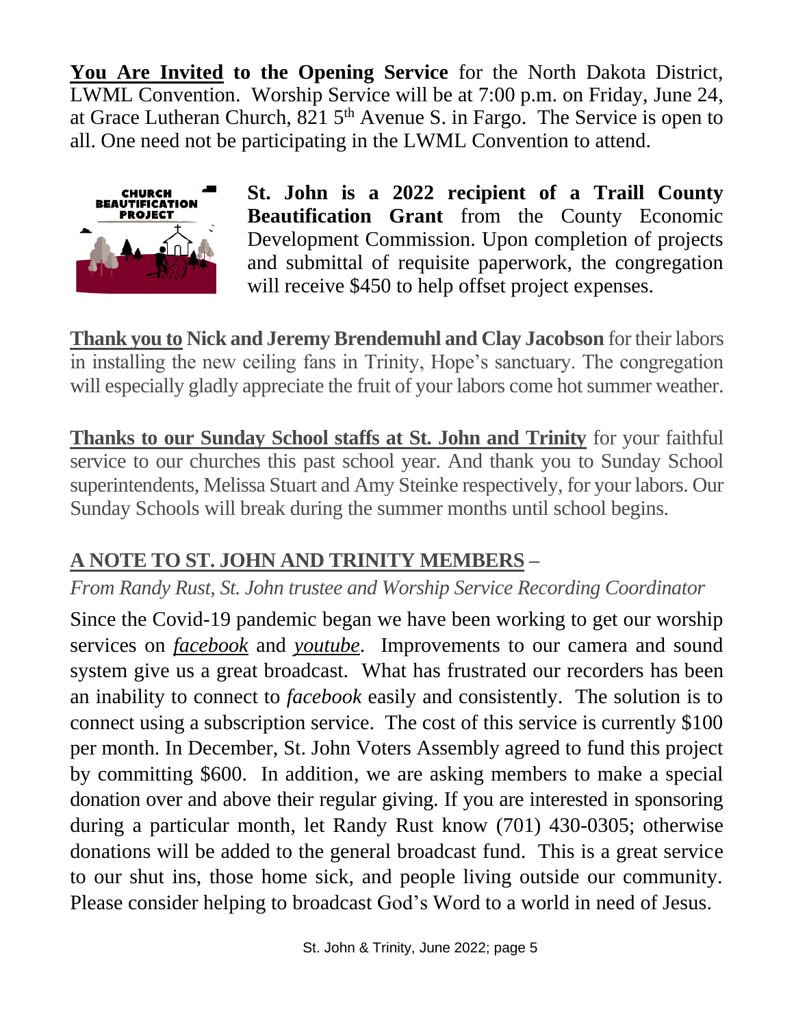**You Are Invited to the Opening Service** for the North Dakota District, LWML Convention. Worship Service will be at 7:00 p.m. on Friday, June 24, at Grace Lutheran Church, 821 5th Avenue S. in Fargo. The Service is open to all. One need not be participating in the LWML Convention to attend.

**St. John is a 2022 recipient of a Traill County Beautification Grant** from the County Economic Development Commission. Upon completion of projects and submittal of requisite paperwork, the congregation will receive $450 to help offset project expenses.

**Thank you to Nick and Jeremy Brendemuhl and Clay Jacobson** for their labors in installing the new ceiling fans in Trinity, Hope's sanctuary. The congregation will especially gladly appreciate the fruit of your labors come hot summer weather.

**Thanks to our Sunday School staffs at St. John and Trinity** for your faithful service to our churches this past school year. And thank you to Sunday School superintendents, Melissa Stuart and Amy Steinke respectively, for your labors. Our Sunday Schools will break during the summer months until school begins.

## A NOTE TO ST. JOHN AND TRINITY MEMBERS –

*From Randy Rust, St. John trustee and Worship Service Recording Coordinator*

Since the Covid-19 pandemic began we have been working to get our worship services on *facebook* and *youtube*. Improvements to our camera and sound system give us a great broadcast. What has frustrated our recorders has been an inability to connect to *facebook* easily and consistently. The solution is to connect using a subscription service. The cost of this service is currently $100 per month. In December, St. John Voters Assembly agreed to fund this project by committing $600. In addition, we are asking members to make a special donation over and above their regular giving. If you are interested in sponsoring during a particular month, let Randy Rust know (701) 430-0305; otherwise donations will be added to the general broadcast fund. This is a great service to our shut ins, those home sick, and people living outside our community. Please consider helping to broadcast God's Word to a world in need of Jesus.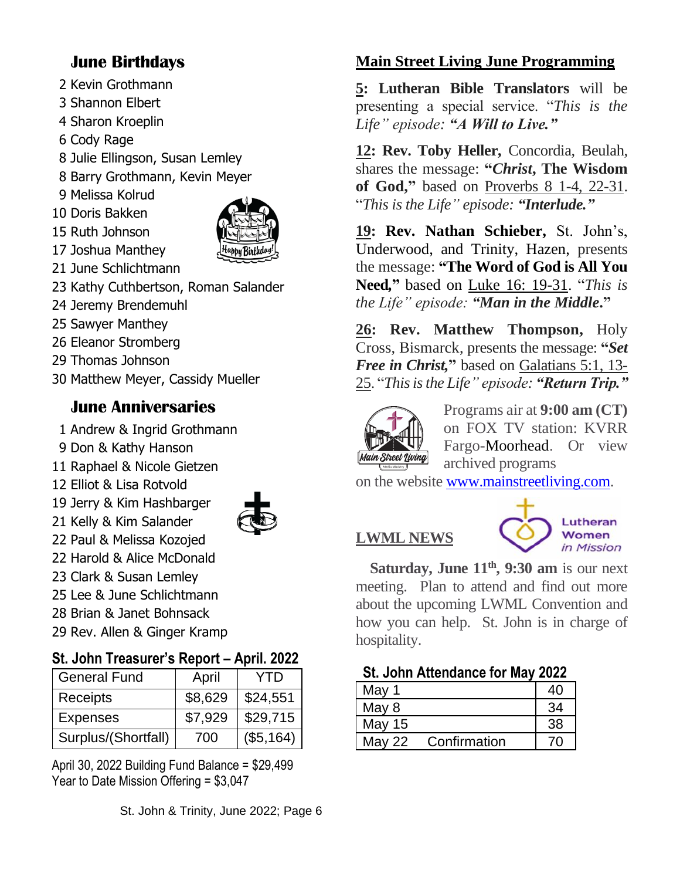## June Birthdays

2 Kevin Grothmann
3 Shannon Elbert
4 Sharon Kroeplin
6 Cody Rage
8 Julie Ellingson, Susan Lemley
8 Barry Grothmann, Kevin Meyer
9 Melissa Kolrud
10 Doris Bakken
15 Ruth Johnson
17 Joshua Manthey
21 June Schlichtmann
23 Kathy Cuthbertson, Roman Salander
24 Jeremy Brendemuhl
25 Sawyer Manthey
26 Eleanor Stromberg
29 Thomas Johnson
30 Matthew Meyer, Cassidy Mueller

## June Anniversaries

1 Andrew & Ingrid Grothmann
9 Don & Kathy Hanson
11 Raphael & Nicole Gietzen
12 Elliot & Lisa Rotvold
19 Jerry & Kim Hashbarger
21 Kelly & Kim Salander
22 Paul & Melissa Kozojed
22 Harold & Alice McDonald
23 Clark & Susan Lemley
25 Lee & June Schlichtmann
28 Brian & Janet Bohnsack
29 Rev. Allen & Ginger Kramp

### St. John Treasurer's Report – April. 2022

| General Fund | April | YTD |
|---|---|---|
| Receipts | $8,629 | $24,551 |
| Expenses | $7,929 | $29,715 |
| Surplus/(Shortfall) | 700 | ($5,164) |

April 30, 2022 Building Fund Balance = $29,499
Year to Date Mission Offering = $3,047

## Main Street Living June Programming

**5: Lutheran Bible Translators** will be presenting a special service. "*This is the Life" episode: **"A Will to Live."***

**12: Rev. Toby Heller,** Concordia, Beulah, shares the message: **"*Christ*, The Wisdom of God,"** based on Proverbs 8 1-4, 22-31. "*This is the Life" episode: **"Interlude."***

**19: Rev. Nathan Schieber,** St. John's, Underwood, and Trinity, Hazen, presents the message: **"The Word of God is All You Need,"** based on Luke 16: 19-31. "*This is the Life" episode: **"Man in the Middle."***

**26: Rev. Matthew Thompson,** Holy Cross, Bismarck, presents the message: **"*Set Free in Christ*,"** based on Galatians 5:1, 13-25. "*This is the Life" episode: **"Return Trip."***

Programs air at **9:00 am (CT)** on FOX TV station: KVRR Fargo-Moorhead. Or view archived programs on the website www.mainstreetliving.com.

## LWML NEWS

**Saturday, June 11th, 9:30 am** is our next meeting. Plan to attend and find out more about the upcoming LWML Convention and how you can help. St. John is in charge of hospitality.

### St. John Attendance for May 2022

| Date | Attendance |
|---|---|
| May 1 | 40 |
| May 8 | 34 |
| May 15 | 38 |
| May 22 Confirmation | 70 |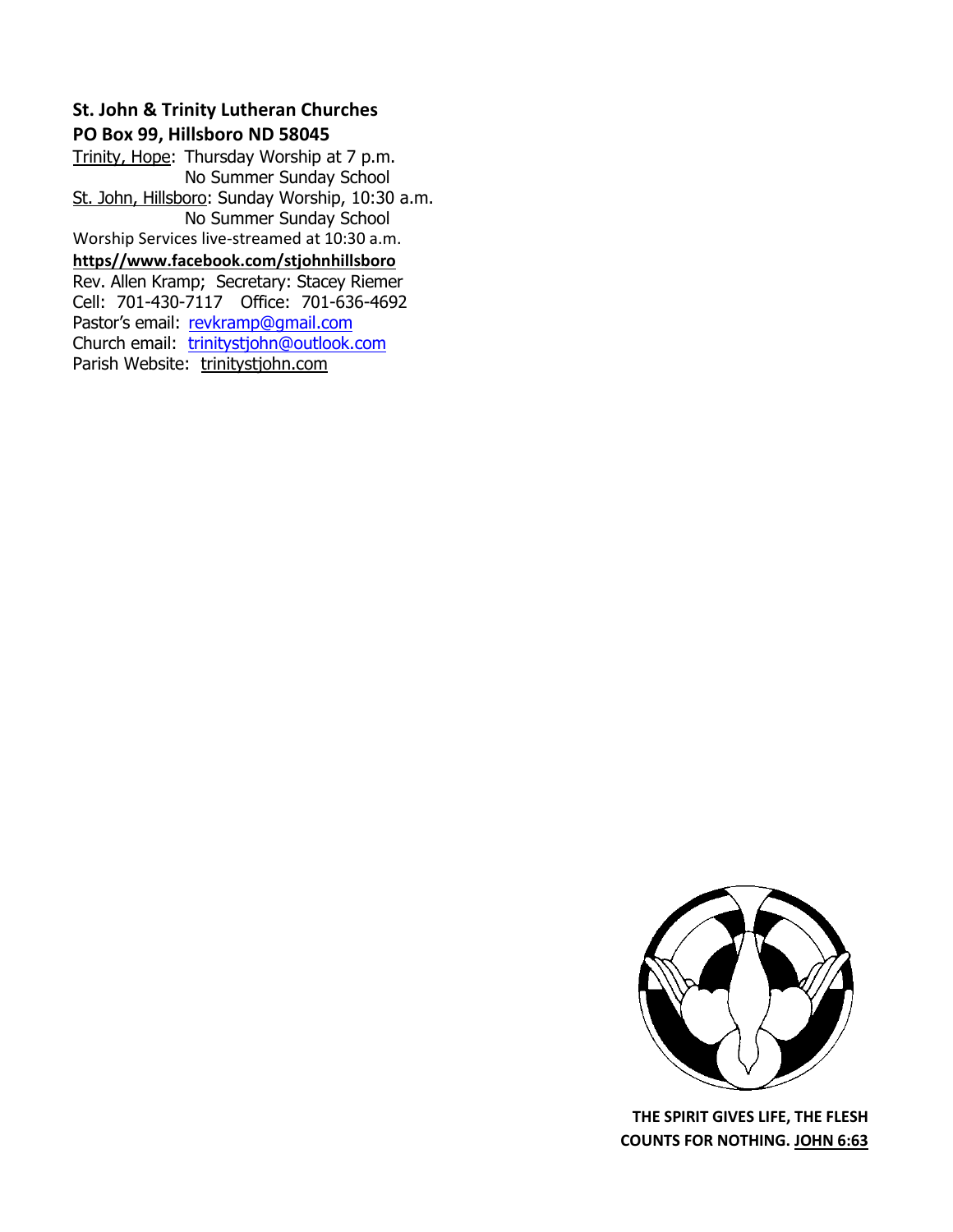**St. John & Trinity Lutheran Churches**
**PO Box 99, Hillsboro ND 58045**

Trinity, Hope: Thursday Worship at 7 p.m.
No Summer Sunday School

St. John, Hillsboro: Sunday Worship, 10:30 a.m.
No Summer Sunday School

Worship Services live-streamed at 10:30 a.m.
**https//www.facebook.com/stjohnhillsboro**

Rev. Allen Kramp; Secretary: Stacey Riemer
Cell: 701-430-7117 Office: 701-636-4692
Pastor's email: revkramp@gmail.com
Church email: trinitystjohn@outlook.com
Parish Website: trinitystjohn.com

**THE SPIRIT GIVES LIFE, THE FLESH COUNTS FOR NOTHING. JOHN 6:63**